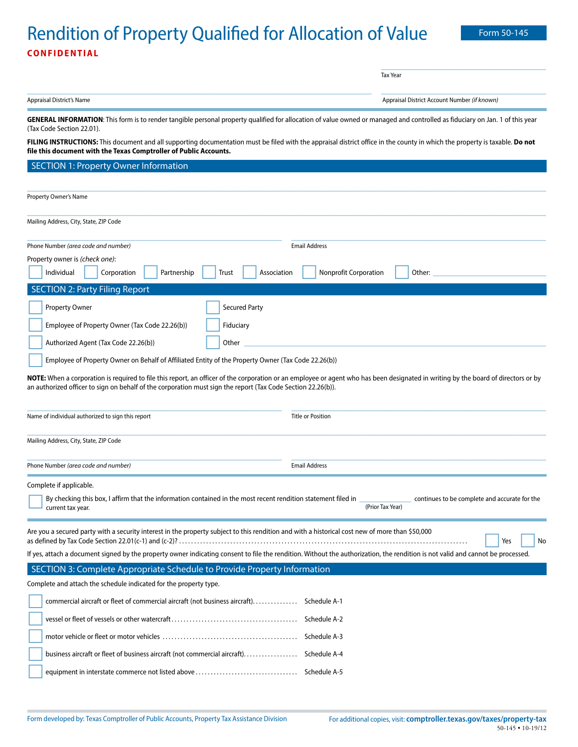# Rendition of Property Qualified for Allocation of Value

**Form 50-145**

**CONFIDENTIAL**

Tax Year

Appraisal District's Name

Appraisal District Account Number *(if known)*

**GENERAL INFORMATION**: This form is to render tangible personal property qualified for allocation of value owned or managed and controlled as fiduciary on Jan. 1 of this year (Tax Code Section 22.01).

**FILING INSTRUCTIONS:** This document and all supporting documentation must be filed with the appraisal district office in the county in which the property is taxable. **Do not file this document with the Texas Comptroller of Public Accounts.**

## SECTION 1: Property Owner Information

Property Owner's Name

Mailing Address, City, State, ZIP Code

Phone Number *(area code and number)*

Email Address

Property owner is *(check one)*:

☐ Individual ☐ Corporation ☐ Partnership ☐ Trust ☐ Association ☐ Nonprofit Corporation ☐ Other: ____________

## SECTION 2: Party Filing Report

☐ Property Owner

☐ Secured Party

☐ Employee of Property Owner (Tax Code 22.26(b))

☐ Fiduciary

☐ Authorized Agent (Tax Code 22.26(b))

☐ Other ____________

☐ Employee of Property Owner on Behalf of Affiliated Entity of the Property Owner (Tax Code 22.26(b))

**NOTE:** When a corporation is required to file this report, an officer of the corporation or an employee or agent who has been designated in writing by the board of directors or by an authorized officer to sign on behalf of the corporation must sign the report (Tax Code Section 22.26(b)).

Name of individual authorized to sign this report

Title or Position

Mailing Address, City, State, ZIP Code

Phone Number *(area code and number)*

Email Address

Complete if applicable.

☐ By checking this box, I affirm that the information contained in the most recent rendition statement filed in ____________ (Prior Tax Year) continues to be complete and accurate for the current tax year.

Are you a secured party with a security interest in the property subject to this rendition and with a historical cost new of more than $50,000 as defined by Tax Code Section 22.01(c-1) and (c-2)? ☐ Yes ☐ No

If yes, attach a document signed by the property owner indicating consent to file the rendition. Without the authorization, the rendition is not valid and cannot be processed.

## SECTION 3: Complete Appropriate Schedule to Provide Property Information

Complete and attach the schedule indicated for the property type.

☐ commercial aircraft or fleet of commercial aircraft (not business aircraft) ........ Schedule A-1

☐ vessel or fleet of vessels or other watercraft ........ Schedule A-2

☐ motor vehicle or fleet or motor vehicles ........ Schedule A-3

☐ business aircraft or fleet of business aircraft (not commercial aircraft) ........ Schedule A-4

☐ equipment in interstate commerce not listed above ........ Schedule A-5

Form developed by: Texas Comptroller of Public Accounts, Property Tax Assistance Division

For additional copies, visit: **comptroller.texas.gov/taxes/property-tax**

50-145 • 10-19/12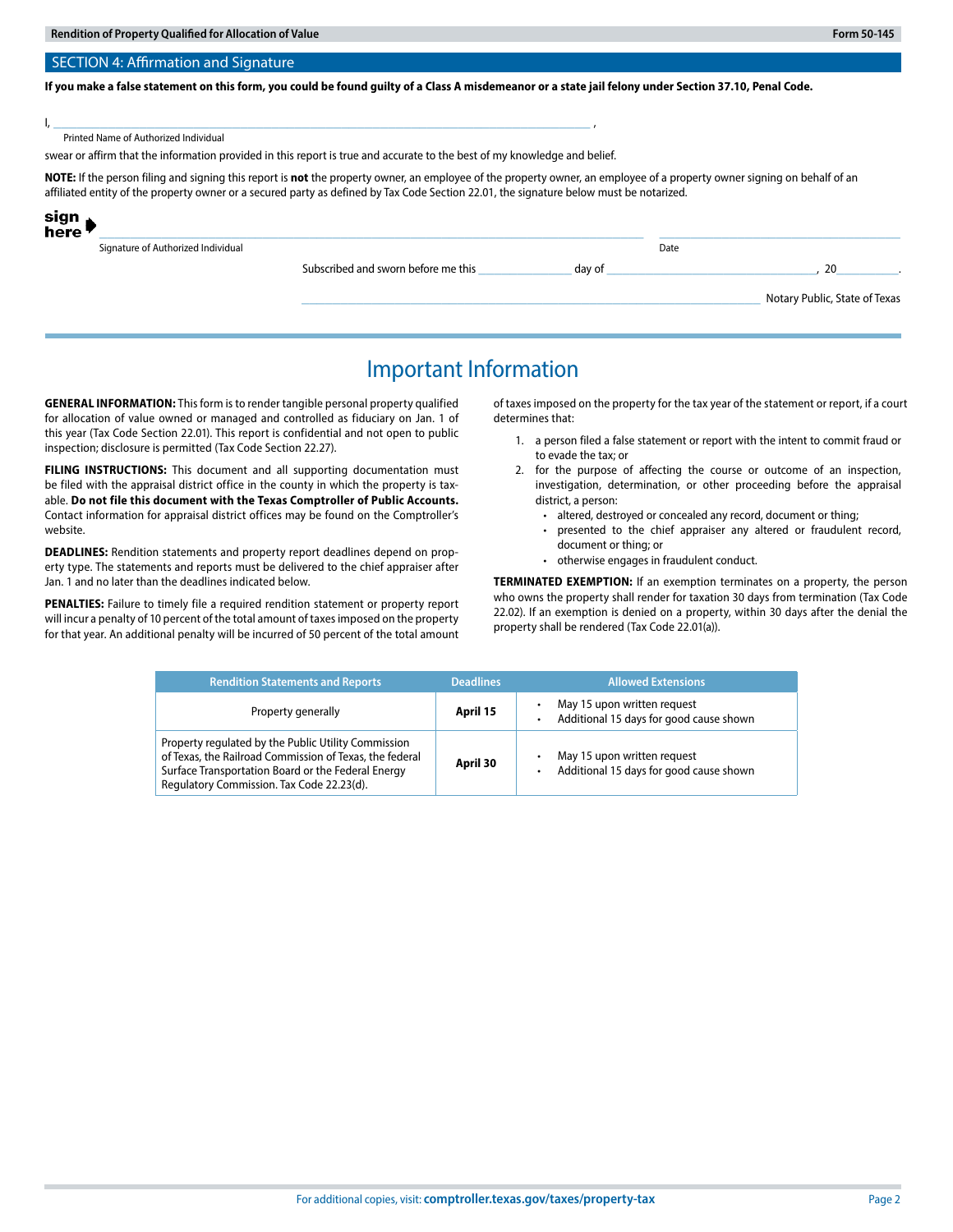## SECTION 4: Affirmation and Signature

**If you make a false statement on this form, you could be found guilty of a Class A misdemeanor or a state jail felony under Section 37.10, Penal Code.**

I, ______________________________________________________________________________ ,
Printed Name of Authorized Individual

swear or affirm that the information provided in this report is true and accurate to the best of my knowledge and belief.

**NOTE:** If the person filing and signing this report is **not** the property owner, an employee of the property owner, an employee of a property owner signing on behalf of an affiliated entity of the property owner or a secured party as defined by Tax Code Section 22.01, the signature below must be notarized.

**sign here** ______________________________________________________________ ______________________________
Signature of Authorized Individual Date

Subscribed and sworn before me this ____________ day of ______________________________ , 20________ .

______________________________________________________________ Notary Public, State of Texas

# Important Information

**GENERAL INFORMATION:** This form is to render tangible personal property qualified for allocation of value owned or managed and controlled as fiduciary on Jan. 1 of this year (Tax Code Section 22.01). This report is confidential and not open to public inspection; disclosure is permitted (Tax Code Section 22.27).

**FILING INSTRUCTIONS:** This document and all supporting documentation must be filed with the appraisal district office in the county in which the property is taxable. **Do not file this document with the Texas Comptroller of Public Accounts.** Contact information for appraisal district offices may be found on the Comptroller's website.

**DEADLINES:** Rendition statements and property report deadlines depend on property type. The statements and reports must be delivered to the chief appraiser after Jan. 1 and no later than the deadlines indicated below.

**PENALTIES:** Failure to timely file a required rendition statement or property report will incur a penalty of 10 percent of the total amount of taxes imposed on the property for that year. An additional penalty will be incurred of 50 percent of the total amount of taxes imposed on the property for the tax year of the statement or report, if a court determines that:

1. a person filed a false statement or report with the intent to commit fraud or to evade the tax; or
2. for the purpose of affecting the course or outcome of an inspection, investigation, determination, or other proceeding before the appraisal district, a person:
   - altered, destroyed or concealed any record, document or thing;
   - presented to the chief appraiser any altered or fraudulent record, document or thing; or
   - otherwise engages in fraudulent conduct.

**TERMINATED EXEMPTION:** If an exemption terminates on a property, the person who owns the property shall render for taxation 30 days from termination (Tax Code 22.02). If an exemption is denied on a property, within 30 days after the denial the property shall be rendered (Tax Code 22.01(a)).

| Rendition Statements and Reports | Deadlines | Allowed Extensions |
|---|---|---|
| Property generally | **April 15** | • May 15 upon written request<br>• Additional 15 days for good cause shown |
| Property regulated by the Public Utility Commission of Texas, the Railroad Commission of Texas, the federal Surface Transportation Board or the Federal Energy Regulatory Commission. Tax Code 22.23(d). | **April 30** | • May 15 upon written request<br>• Additional 15 days for good cause shown |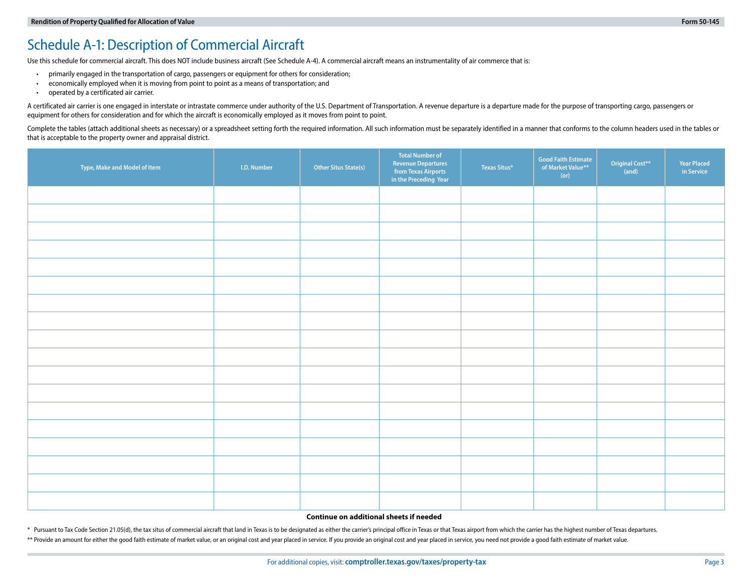# Schedule A-1: Description of Commercial Aircraft

Use this schedule for commercial aircraft. This does NOT include business aircraft (See Schedule A-4). A commercial aircraft means an instrumentality of air commerce that is:

- primarily engaged in the transportation of cargo, passengers or equipment for others for consideration;
- economically employed when it is moving from point to point as a means of transportation; and
- operated by a certificated air carrier.

A certificated air carrier is one engaged in interstate or intrastate commerce under authority of the U.S. Department of Transportation. A revenue departure is a departure made for the purpose of transporting cargo, passengers or equipment for others for consideration and for which the aircraft is economically employed as it moves from point to point.

Complete the tables (attach additional sheets as necessary) or a spreadsheet setting forth the required information. All such information must be separately identified in a manner that conforms to the column headers used in the tables or that is acceptable to the property owner and appraisal district.

| Type, Make and Model of Item | I.D. Number | Other Situs State(s) | Total Number of Revenue Departures from Texas Airports in the Preceding Year | Texas Situs* | Good Faith Estimate of Market Value** (or) | Original Cost** (and) | Year Placed in Service |
|---|---|---|---|---|---|---|---|
| | | | | | | | |
| | | | | | | | |
| | | | | | | | |
| | | | | | | | |
| | | | | | | | |
| | | | | | | | |
| | | | | | | | |
| | | | | | | | |
| | | | | | | | |
| | | | | | | | |
| | | | | | | | |
| | | | | | | | |
| | | | | | | | |
| | | | | | | | |
| | | | | | | | |
| | | | | | | | |
| | | | | | | | |
| | | | | | | | |

**Continue on additional sheets if needed**

\* Pursuant to Tax Code Section 21.05(d), the tax situs of commercial aircraft that land in Texas is to be designated as either the carrier's principal office in Texas or that Texas airport from which the carrier has the highest number of Texas departures.

\*\* Provide an amount for either the good faith estimate of market value, or an original cost and year placed in service. If you provide an original cost and year placed in service, you need not provide a good faith estimate of market value.

For additional copies, visit: **comptroller.texas.gov/taxes/property-tax**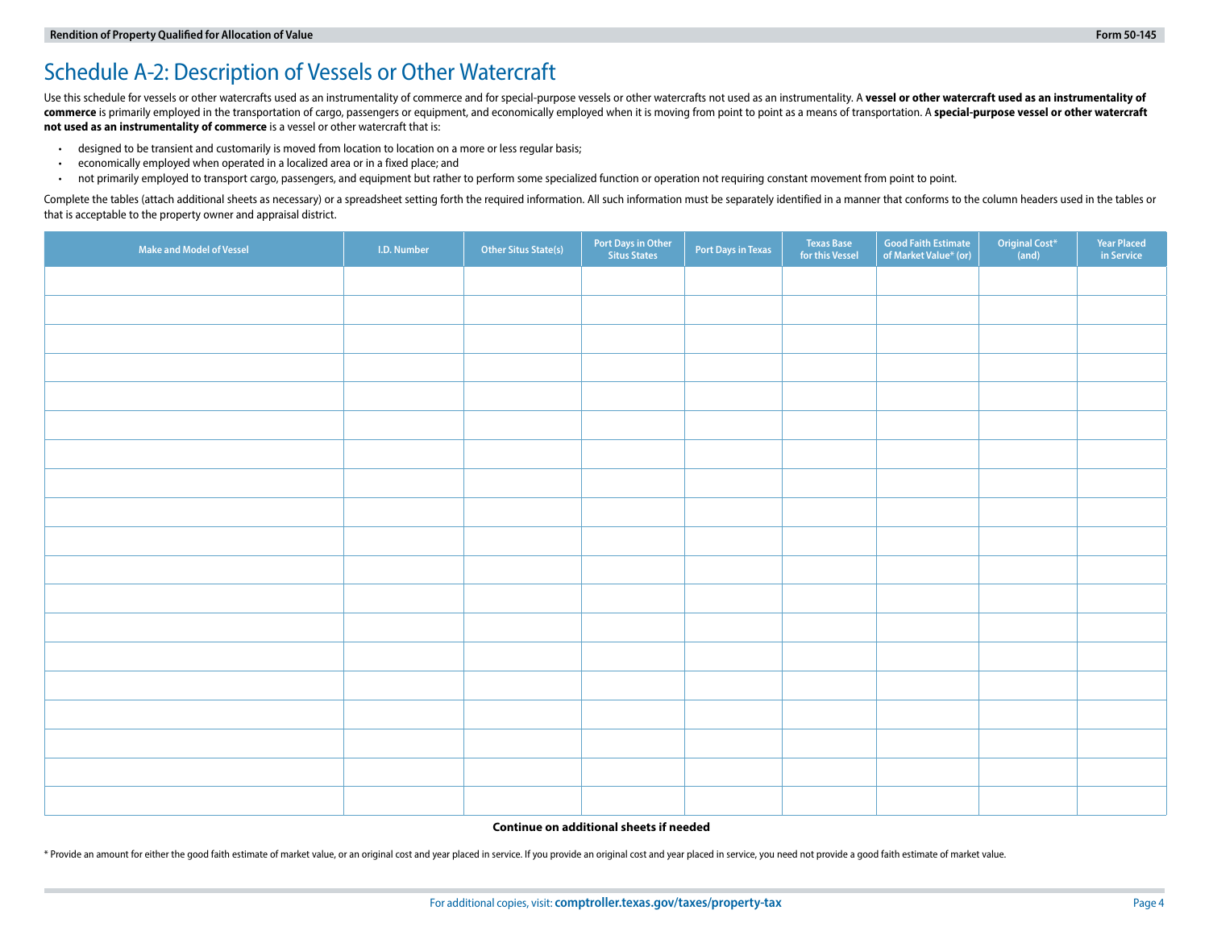# Schedule A-2: Description of Vessels or Other Watercraft

Use this schedule for vessels or other watercrafts used as an instrumentality of commerce and for special-purpose vessels or other watercrafts not used as an instrumentality. A **vessel or other watercraft used as an instrumentality of commerce** is primarily employed in the transportation of cargo, passengers or equipment, and economically employed when it is moving from point to point as a means of transportation. A **special-purpose vessel or other watercraft not used as an instrumentality of commerce** is a vessel or other watercraft that is:

- designed to be transient and customarily is moved from location to location on a more or less regular basis;
- economically employed when operated in a localized area or in a fixed place; and
- not primarily employed to transport cargo, passengers, and equipment but rather to perform some specialized function or operation not requiring constant movement from point to point.

Complete the tables (attach additional sheets as necessary) or a spreadsheet setting forth the required information. All such information must be separately identified in a manner that conforms to the column headers used in the tables or that is acceptable to the property owner and appraisal district.

| Make and Model of Vessel | I.D. Number | Other Situs State(s) | Port Days in Other Situs States | Port Days in Texas | Texas Base for this Vessel | Good Faith Estimate of Market Value* (or) | Original Cost* (and) | Year Placed in Service |
|---|---|---|---|---|---|---|---|---|
| | | | | | | | | |
| | | | | | | | | |
| | | | | | | | | |
| | | | | | | | | |
| | | | | | | | | |
| | | | | | | | | |
| | | | | | | | | |
| | | | | | | | | |
| | | | | | | | | |
| | | | | | | | | |
| | | | | | | | | |
| | | | | | | | | |
| | | | | | | | | |
| | | | | | | | | |
| | | | | | | | | |
| | | | | | | | | |
| | | | | | | | | |
| | | | | | | | | |
| | | | | | | | | |
| | | | | | | | | |

**Continue on additional sheets if needed**

* Provide an amount for either the good faith estimate of market value, or an original cost and year placed in service. If you provide an original cost and year placed in service, you need not provide a good faith estimate of market value.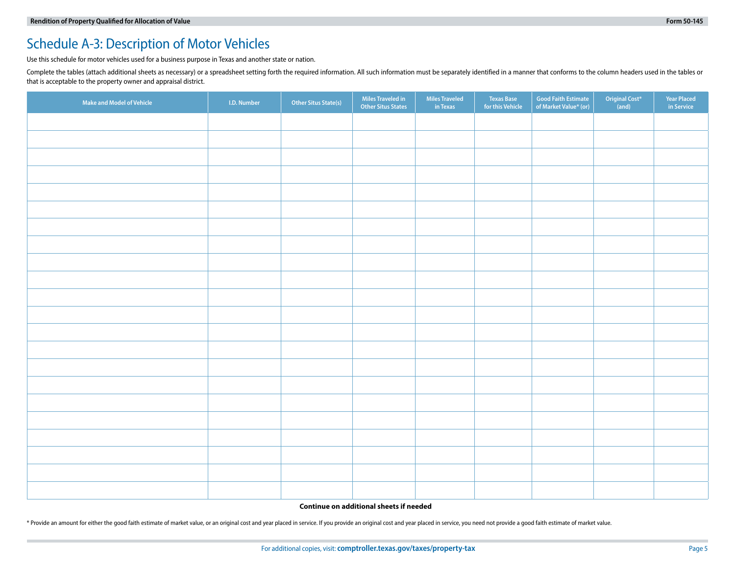## Schedule A-3: Description of Motor Vehicles

Use this schedule for motor vehicles used for a business purpose in Texas and another state or nation.

Complete the tables (attach additional sheets as necessary) or a spreadsheet setting forth the required information. All such information must be separately identified in a manner that conforms to the column headers used in the tables or that is acceptable to the property owner and appraisal district.

| Make and Model of Vehicle | I.D. Number | Other Situs State(s) | Miles Traveled in Other Situs States | Miles Traveled in Texas | Texas Base for this Vehicle | Good Faith Estimate of Market Value* (or) | Original Cost* (and) | Year Placed in Service |
|---|---|---|---|---|---|---|---|---|
| | | | | | | | | |
| | | | | | | | | |
| | | | | | | | | |
| | | | | | | | | |
| | | | | | | | | |
| | | | | | | | | |
| | | | | | | | | |
| | | | | | | | | |
| | | | | | | | | |
| | | | | | | | | |
| | | | | | | | | |
| | | | | | | | | |
| | | | | | | | | |
| | | | | | | | | |
| | | | | | | | | |
| | | | | | | | | |
| | | | | | | | | |
| | | | | | | | | |
| | | | | | | | | |
| | | | | | | | | |
| | | | | | | | | |

**Continue on additional sheets if needed**

* Provide an amount for either the good faith estimate of market value, or an original cost and year placed in service. If you provide an original cost and year placed in service, you need not provide a good faith estimate of market value.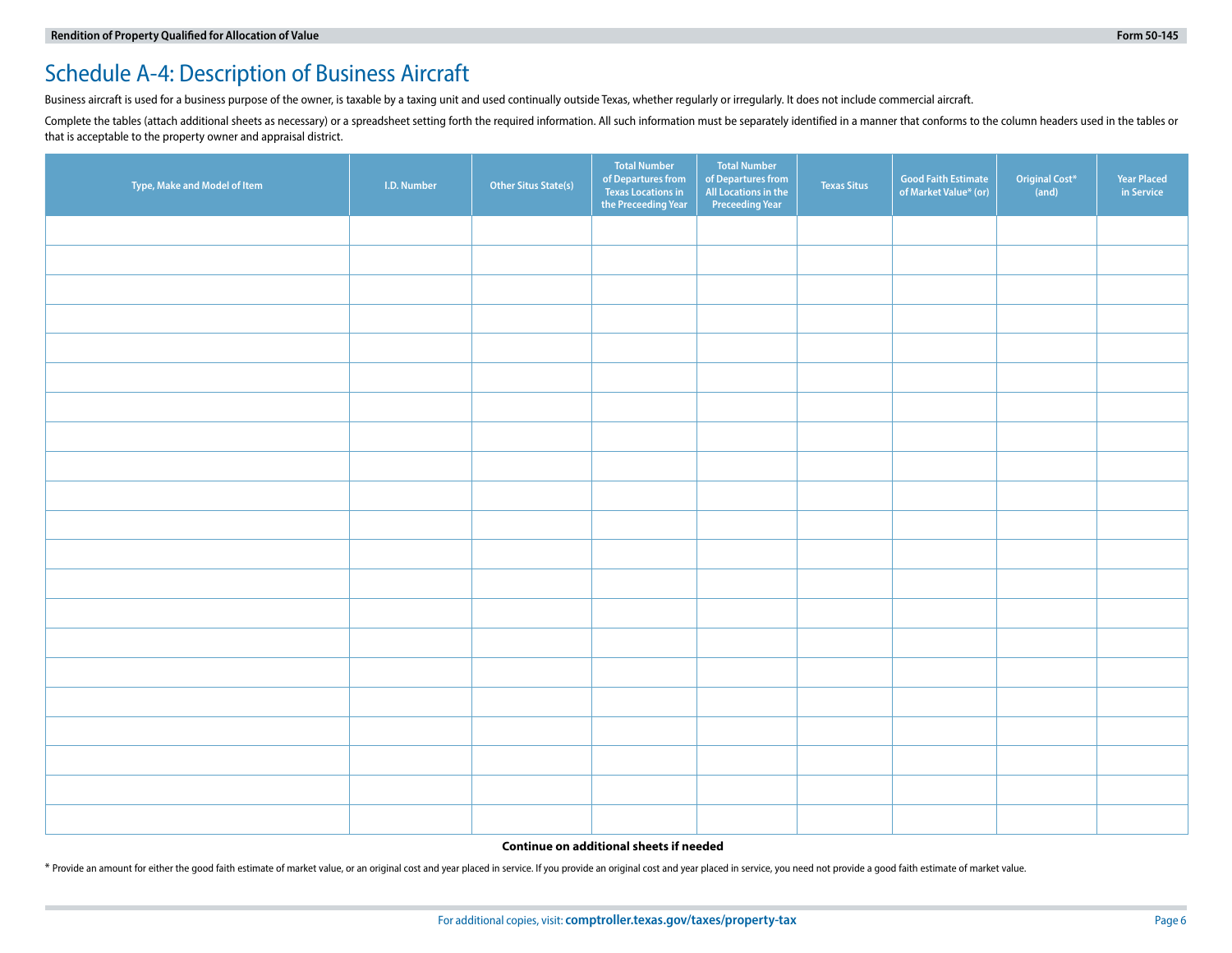# Schedule A-4: Description of Business Aircraft

Business aircraft is used for a business purpose of the owner, is taxable by a taxing unit and used continually outside Texas, whether regularly or irregularly. It does not include commercial aircraft.

Complete the tables (attach additional sheets as necessary) or a spreadsheet setting forth the required information. All such information must be separately identified in a manner that conforms to the column headers used in the tables or that is acceptable to the property owner and appraisal district.

| Type, Make and Model of Item | I.D. Number | Other Situs State(s) | Total Number of Departures from Texas Locations in the Preceeding Year | Total Number of Departures from All Locations in the Preceeding Year | Texas Situs | Good Faith Estimate of Market Value* (or) | Original Cost* (and) | Year Placed in Service |
|---|---|---|---|---|---|---|---|---|
| | | | | | | | | |
| | | | | | | | | |
| | | | | | | | | |
| | | | | | | | | |
| | | | | | | | | |
| | | | | | | | | |
| | | | | | | | | |
| | | | | | | | | |
| | | | | | | | | |
| | | | | | | | | |
| | | | | | | | | |
| | | | | | | | | |
| | | | | | | | | |
| | | | | | | | | |
| | | | | | | | | |
| | | | | | | | | |
| | | | | | | | | |
| | | | | | | | | |
| | | | | | | | | |
| | | | | | | | | |
| | | | | | | | | |

**Continue on additional sheets if needed**

* Provide an amount for either the good faith estimate of market value, or an original cost and year placed in service. If you provide an original cost and year placed in service, you need not provide a good faith estimate of market value.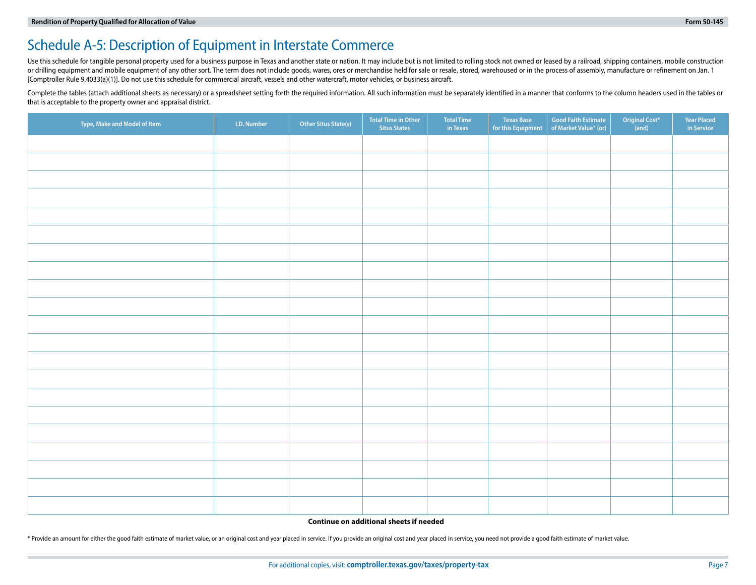# Schedule A-5: Description of Equipment in Interstate Commerce

Use this schedule for tangible personal property used for a business purpose in Texas and another state or nation. It may include but is not limited to rolling stock not owned or leased by a railroad, shipping containers, mobile construction or drilling equipment and mobile equipment of any other sort. The term does not include goods, wares, ores or merchandise held for sale or resale, stored, warehoused or in the process of assembly, manufacture or refinement on Jan. 1 [Comptroller Rule 9.4033(a)(1)]. Do not use this schedule for commercial aircraft, vessels and other watercraft, motor vehicles, or business aircraft.

Complete the tables (attach additional sheets as necessary) or a spreadsheet setting forth the required information. All such information must be separately identified in a manner that conforms to the column headers used in the tables or that is acceptable to the property owner and appraisal district.

| Type, Make and Model of Item | I.D. Number | Other Situs State(s) | Total Time in Other Situs States | Total Time in Texas | Texas Base for this Equipment | Good Faith Estimate of Market Value* (or) | Original Cost* (and) | Year Placed in Service |
|---|---|---|---|---|---|---|---|---|
| | | | | | | | | |
| | | | | | | | | |
| | | | | | | | | |
| | | | | | | | | |
| | | | | | | | | |
| | | | | | | | | |
| | | | | | | | | |
| | | | | | | | | |
| | | | | | | | | |
| | | | | | | | | |
| | | | | | | | | |
| | | | | | | | | |
| | | | | | | | | |
| | | | | | | | | |
| | | | | | | | | |
| | | | | | | | | |
| | | | | | | | | |
| | | | | | | | | |
| | | | | | | | | |
| | | | | | | | | |
| | | | | | | | | |

**Continue on additional sheets if needed**

* Provide an amount for either the good faith estimate of market value, or an original cost and year placed in service. If you provide an original cost and year placed in service, you need not provide a good faith estimate of market value.

For additional copies, visit: **comptroller.texas.gov/taxes/property-tax**